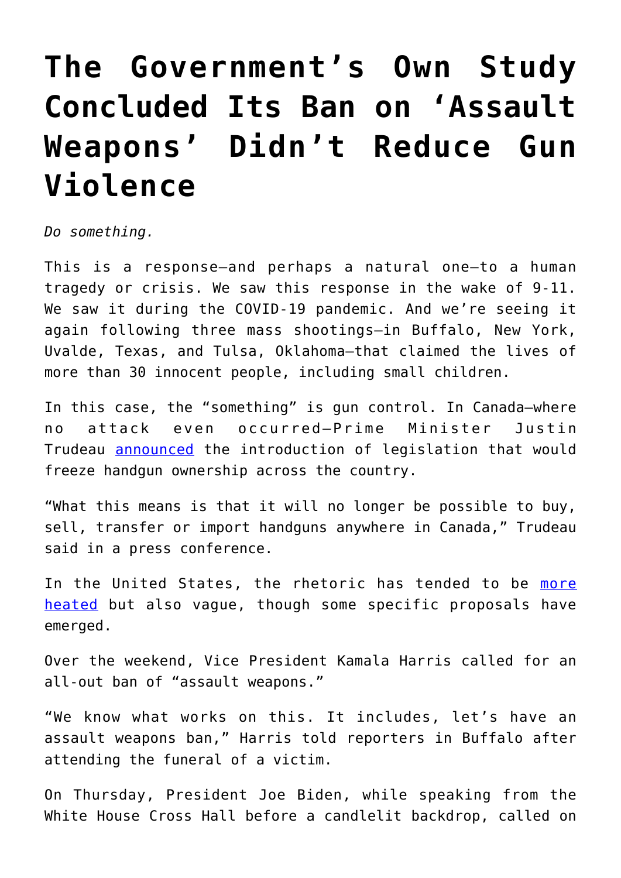# The Government's Own Study Concluded Its Ban on 'Assault Weapons' Didn't Reduce Gun Violence

*Do something.*

This is a response—and perhaps a natural one—to a human tragedy or crisis. We saw this response in the wake of 9-11. We saw it during the COVID-19 pandemic. And we're seeing it again following three mass shootings—in Buffalo, New York, Uvalde, Texas, and Tulsa, Oklahoma—that claimed the lives of more than 30 innocent people, including small children.

In this case, the "something" is gun control. In Canada—where no attack even occurred—Prime Minister Justin Trudeau announced the introduction of legislation that would freeze handgun ownership across the country.

"What this means is that it will no longer be possible to buy, sell, transfer or import handguns anywhere in Canada," Trudeau said in a press conference.

In the United States, the rhetoric has tended to be more heated but also vague, though some specific proposals have emerged.

Over the weekend, Vice President Kamala Harris called for an all-out ban of "assault weapons."

"We know what works on this. It includes, let's have an assault weapons ban," Harris told reporters in Buffalo after attending the funeral of a victim.

On Thursday, President Joe Biden, while speaking from the White House Cross Hall before a candlelit backdrop, called on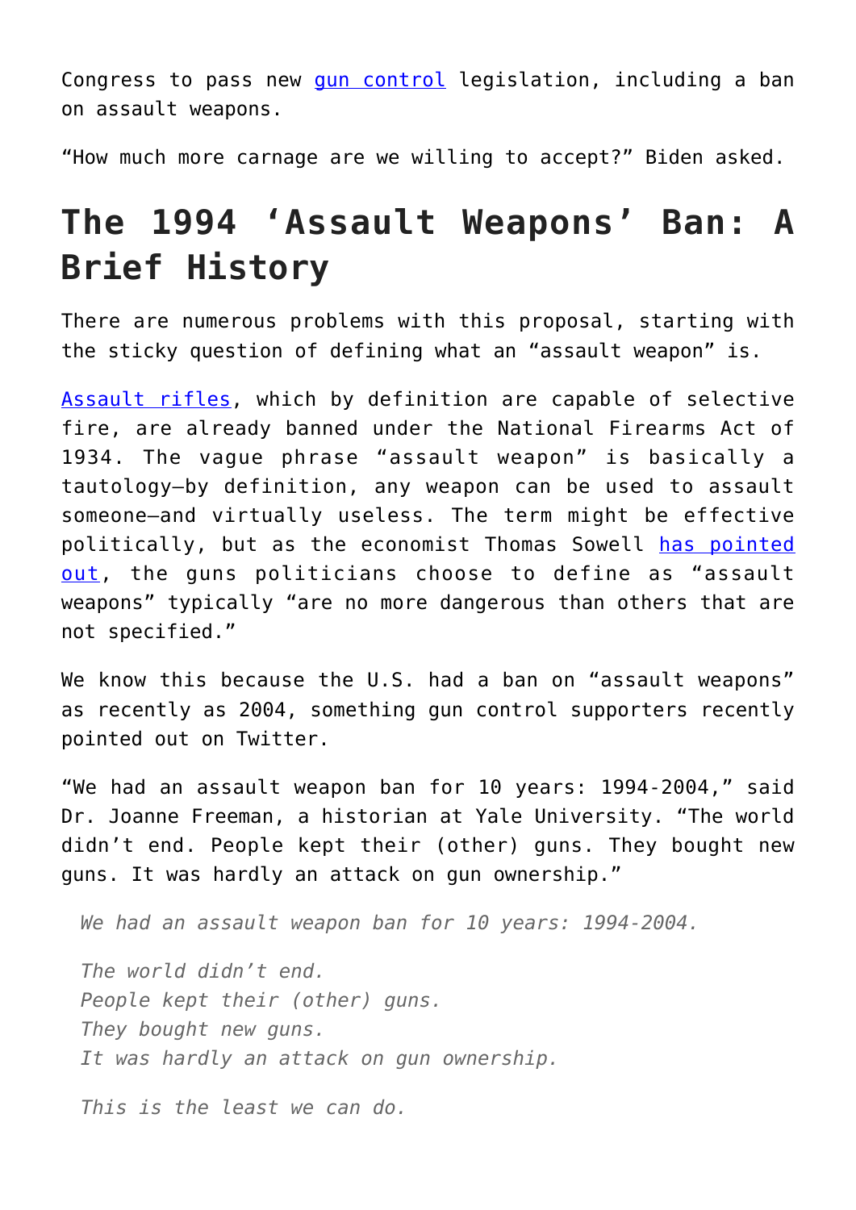Congress to pass new [gun control](#) legislation, including a ban on assault weapons.

"How much more carnage are we willing to accept?" Biden asked.

## The 1994 'Assault Weapons' Ban: A Brief History

There are numerous problems with this proposal, starting with the sticky question of defining what an "assault weapon" is.

[Assault rifles](#), which by definition are capable of selective fire, are already banned under the National Firearms Act of 1934. The vague phrase "assault weapon" is basically a tautology—by definition, any weapon can be used to assault someone—and virtually useless. The term might be effective politically, but as the economist Thomas Sowell [has pointed out](#), the guns politicians choose to define as "assault weapons" typically "are no more dangerous than others that are not specified."

We know this because the U.S. had a ban on "assault weapons" as recently as 2004, something gun control supporters recently pointed out on Twitter.

"We had an assault weapon ban for 10 years: 1994-2004," said Dr. Joanne Freeman, a historian at Yale University. "The world didn't end. People kept their (other) guns. They bought new guns. It was hardly an attack on gun ownership."

> *We had an assault weapon ban for 10 years: 1994-2004.*
>
> *The world didn't end.*
> *People kept their (other) guns.*
> *They bought new guns.*
> *It was hardly an attack on gun ownership.*
>
> *This is the least we can do.*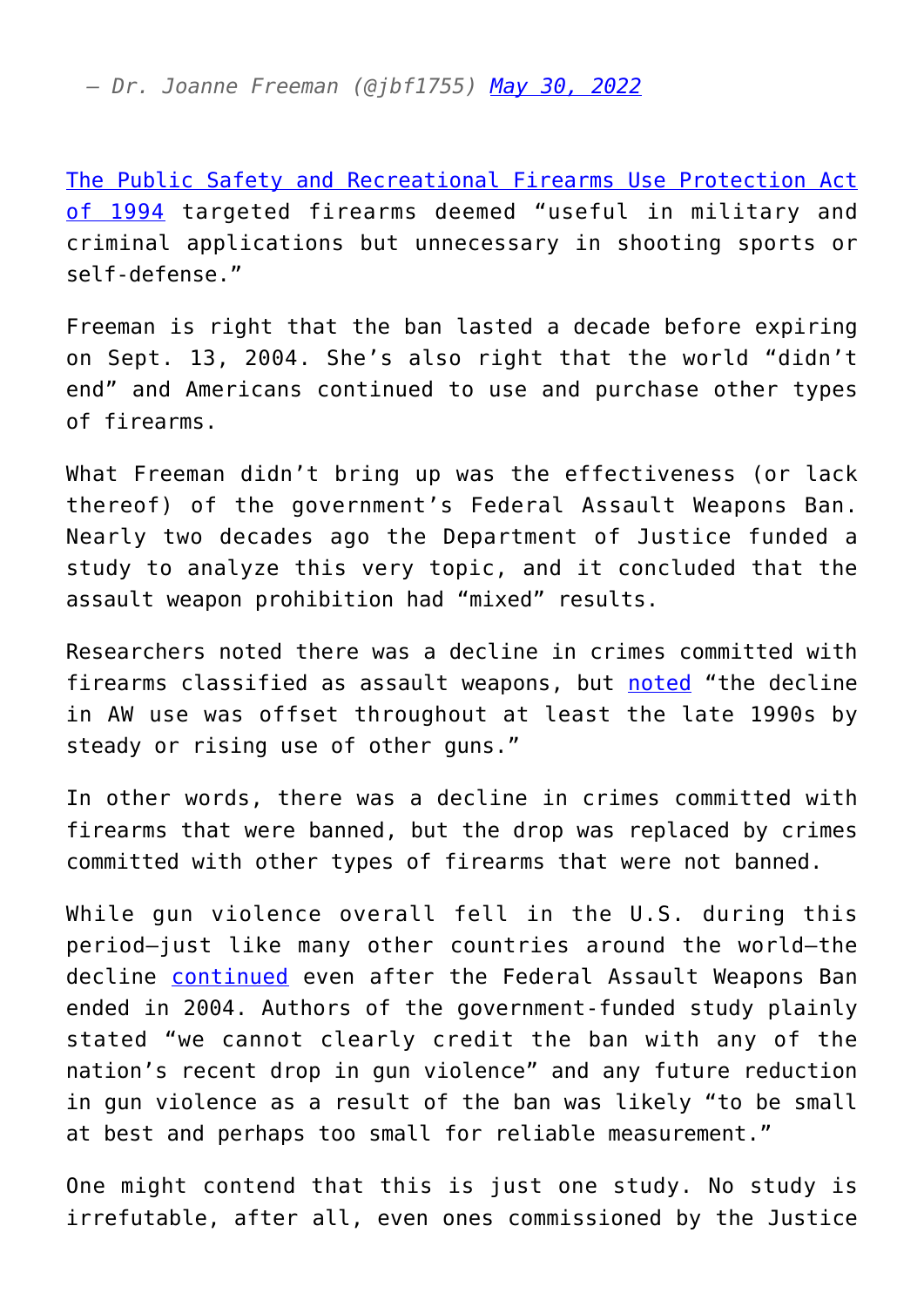— *Dr. Joanne Freeman (@jbf1755) [May 30, 2022](#)*

[The Public Safety and Recreational Firearms Use Protection Act of 1994](#) targeted firearms deemed “useful in military and criminal applications but unnecessary in shooting sports or self-defense.”

Freeman is right that the ban lasted a decade before expiring on Sept. 13, 2004. She’s also right that the world “didn’t end” and Americans continued to use and purchase other types of firearms.

What Freeman didn’t bring up was the effectiveness (or lack thereof) of the government’s Federal Assault Weapons Ban. Nearly two decades ago the Department of Justice funded a study to analyze this very topic, and it concluded that the assault weapon prohibition had “mixed” results.

Researchers noted there was a decline in crimes committed with firearms classified as assault weapons, but [noted](#) “the decline in AW use was offset throughout at least the late 1990s by steady or rising use of other guns.”

In other words, there was a decline in crimes committed with firearms that were banned, but the drop was replaced by crimes committed with other types of firearms that were not banned.

While gun violence overall fell in the U.S. during this period—just like many other countries around the world—the decline [continued](#) even after the Federal Assault Weapons Ban ended in 2004. Authors of the government-funded study plainly stated “we cannot clearly credit the ban with any of the nation’s recent drop in gun violence” and any future reduction in gun violence as a result of the ban was likely “to be small at best and perhaps too small for reliable measurement.”

One might contend that this is just one study. No study is irrefutable, after all, even ones commissioned by the Justice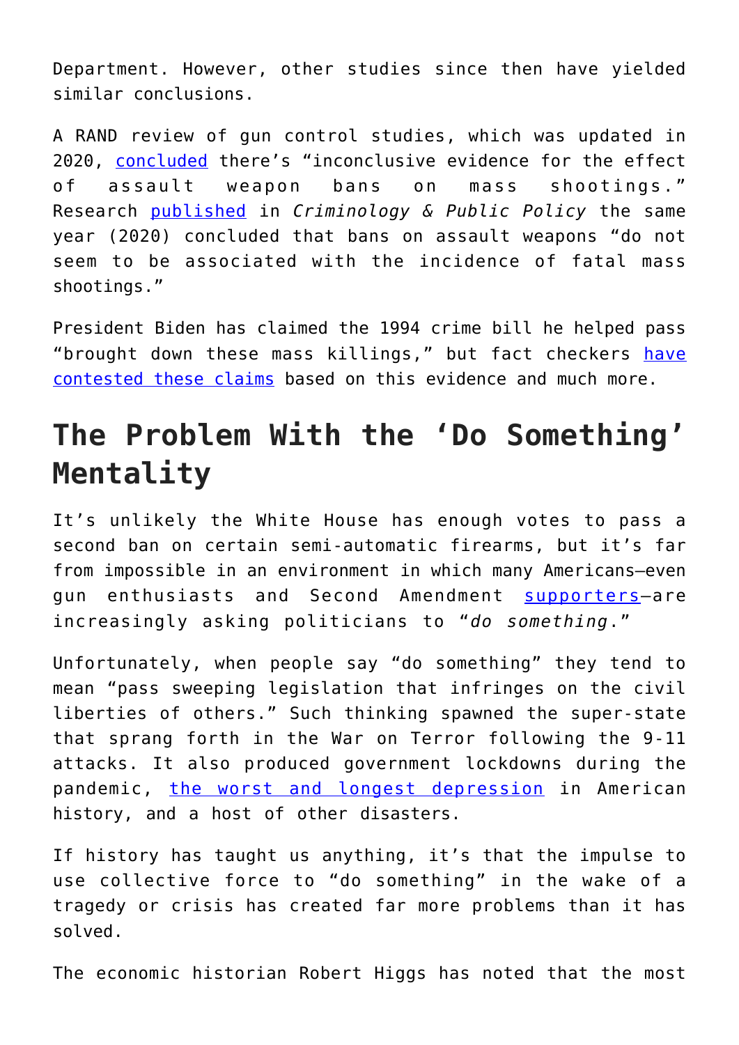Department. However, other studies since then have yielded similar conclusions.

A RAND review of gun control studies, which was updated in 2020, concluded there's "inconclusive evidence for the effect of assault weapon bans on mass shootings." Research published in *Criminology & Public Policy* the same year (2020) concluded that bans on assault weapons "do not seem to be associated with the incidence of fatal mass shootings."

President Biden has claimed the 1994 crime bill he helped pass "brought down these mass killings," but fact checkers have contested these claims based on this evidence and much more.

## The Problem With the 'Do Something' Mentality

It's unlikely the White House has enough votes to pass a second ban on certain semi-automatic firearms, but it's far from impossible in an environment in which many Americans—even gun enthusiasts and Second Amendment supporters—are increasingly asking politicians to "*do something*."

Unfortunately, when people say "do something" they tend to mean "pass sweeping legislation that infringes on the civil liberties of others." Such thinking spawned the super-state that sprang forth in the War on Terror following the 9-11 attacks. It also produced government lockdowns during the pandemic, the worst and longest depression in American history, and a host of other disasters.

If history has taught us anything, it's that the impulse to use collective force to "do something" in the wake of a tragedy or crisis has created far more problems than it has solved.

The economic historian Robert Higgs has noted that the most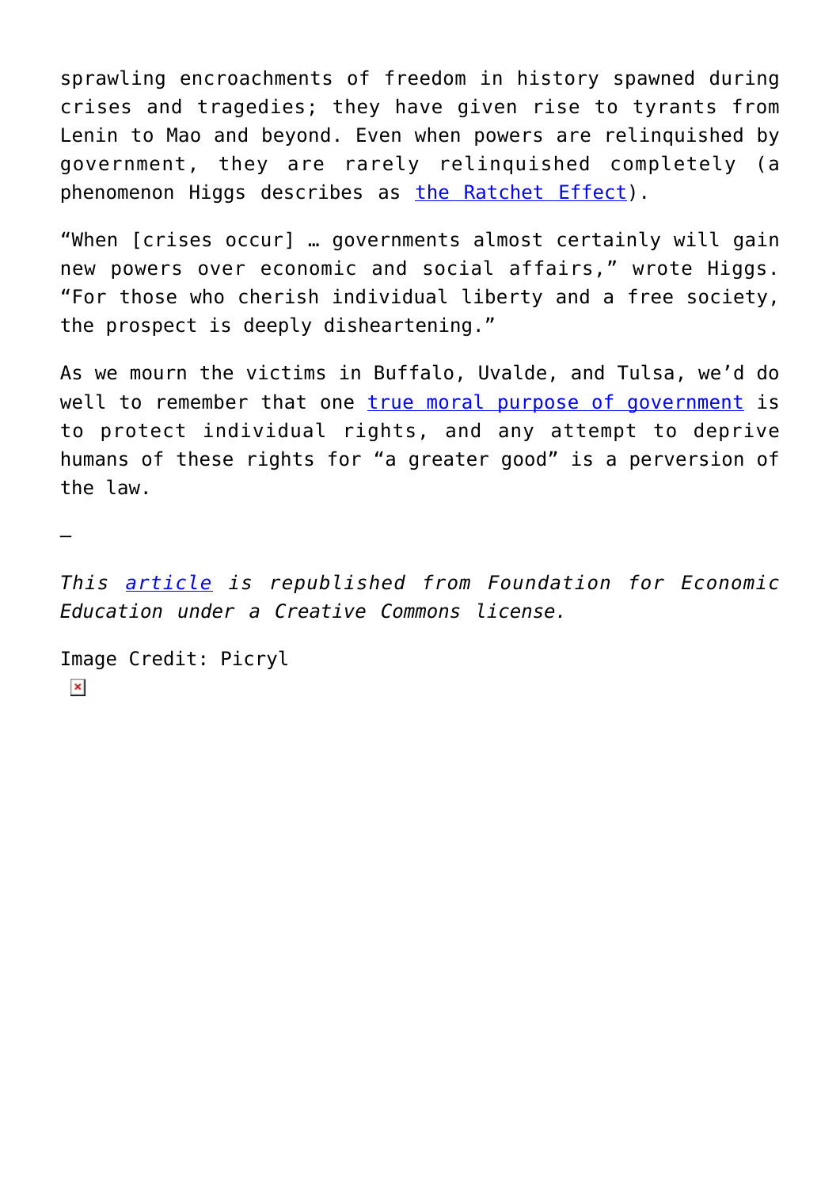sprawling encroachments of freedom in history spawned during crises and tragedies; they have given rise to tyrants from Lenin to Mao and beyond. Even when powers are relinquished by government, they are rarely relinquished completely (a phenomenon Higgs describes as the Ratchet Effect).

"When [crises occur] … governments almost certainly will gain new powers over economic and social affairs," wrote Higgs. "For those who cherish individual liberty and a free society, the prospect is deeply disheartening."

As we mourn the victims in Buffalo, Uvalde, and Tulsa, we'd do well to remember that one true moral purpose of government is to protect individual rights, and any attempt to deprive humans of these rights for "a greater good" is a perversion of the law.

—

*This article is republished from Foundation for Economic Education under a Creative Commons license.*

Image Credit: Picryl